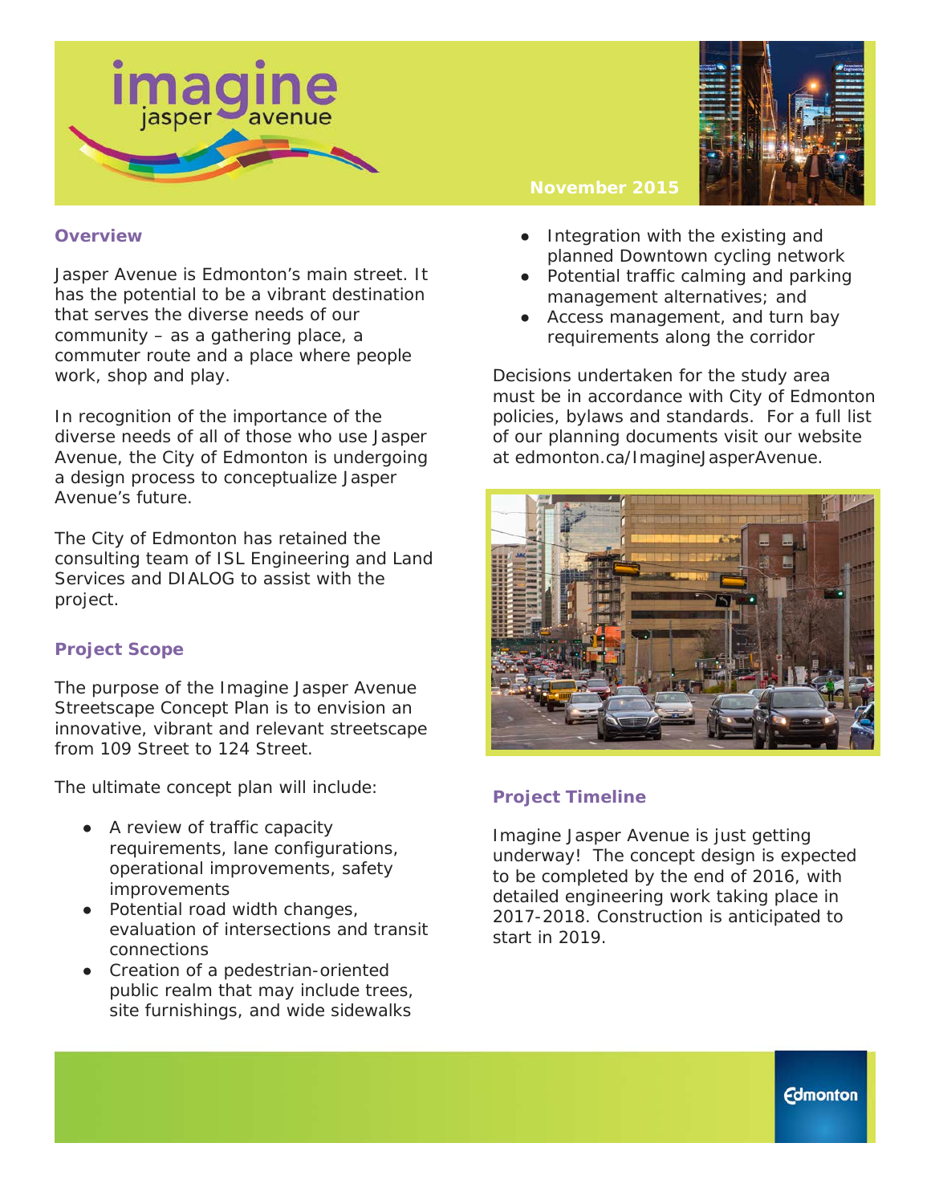# imagine jasper avenue

November 2015

## Overview

Jasper Avenue is Edmonton's main street. It has the potential to be a vibrant destination that serves the diverse needs of our community – as a gathering place, a commuter route and a place where people work, shop and play.

In recognition of the importance of the diverse needs of all of those who use Jasper Avenue, the City of Edmonton is undergoing a design process to conceptualize Jasper Avenue's future.

The City of Edmonton has retained the consulting team of ISL Engineering and Land Services and DIALOG to assist with the project.

## Project Scope

The purpose of the Imagine Jasper Avenue Streetscape Concept Plan is to envision an innovative, vibrant and relevant streetscape from 109 Street to 124 Street.

The ultimate concept plan will include:

- A review of traffic capacity requirements, lane configurations, operational improvements, safety improvements
- Potential road width changes, evaluation of intersections and transit connections
- Creation of a pedestrian-oriented public realm that may include trees, site furnishings, and wide sidewalks
- Integration with the existing and planned Downtown cycling network
- Potential traffic calming and parking management alternatives; and
- Access management, and turn bay requirements along the corridor

Decisions undertaken for the study area must be in accordance with City of Edmonton policies, bylaws and standards. For a full list of our planning documents visit our website at edmonton.ca/ImagineJasperAvenue.

## Project Timeline

Imagine Jasper Avenue is just getting underway! The concept design is expected to be completed by the end of 2016, with detailed engineering work taking place in 2017-2018. Construction is anticipated to start in 2019.

Edmonton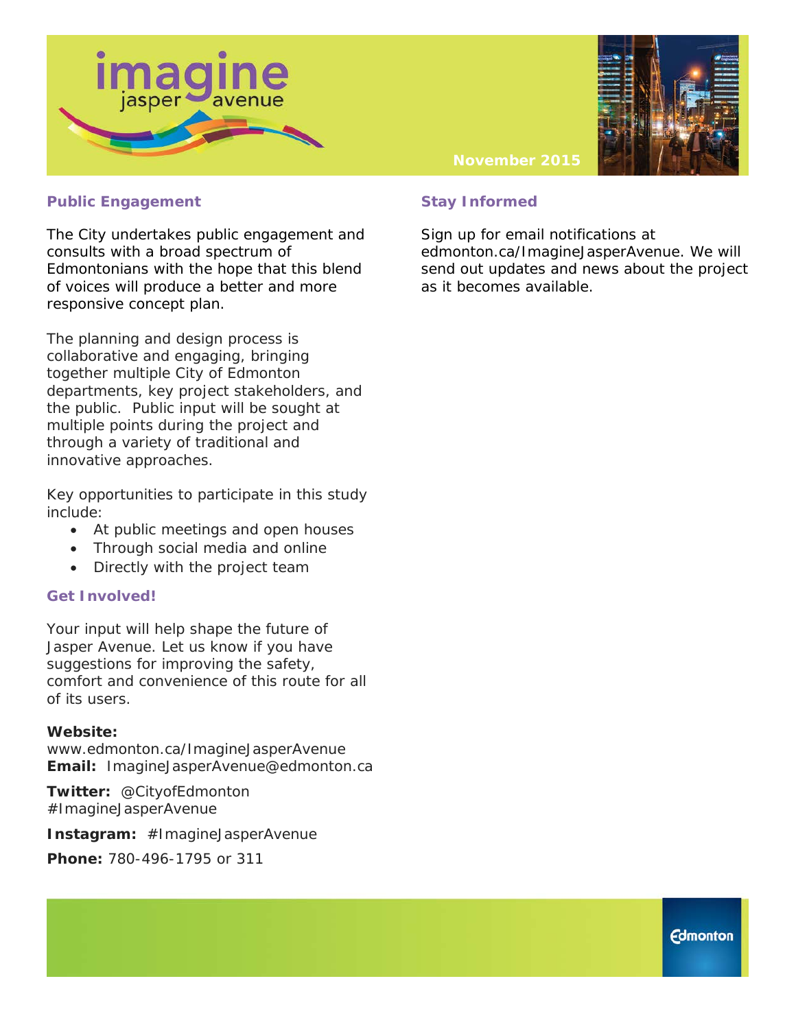imagine jasper avenue

November 2015

## Public Engagement

The City undertakes public engagement and consults with a broad spectrum of Edmontonians with the hope that this blend of voices will produce a better and more responsive concept plan.

The planning and design process is collaborative and engaging, bringing together multiple City of Edmonton departments, key project stakeholders, and the public. Public input will be sought at multiple points during the project and through a variety of traditional and innovative approaches.

Key opportunities to participate in this study include:

- At public meetings and open houses
- Through social media and online
- Directly with the project team

## Get Involved!

Your input will help shape the future of Jasper Avenue. Let us know if you have suggestions for improving the safety, comfort and convenience of this route for all of its users.

**Website:**
www.edmonton.ca/ImagineJasperAvenue
**Email:** ImagineJasperAvenue@edmonton.ca

**Twitter:** @CityofEdmonton #ImagineJasperAvenue

**Instagram:** #ImagineJasperAvenue

**Phone:** 780-496-1795 or 311

## Stay Informed

Sign up for email notifications at edmonton.ca/ImagineJasperAvenue. We will send out updates and news about the project as it becomes available.

Edmonton